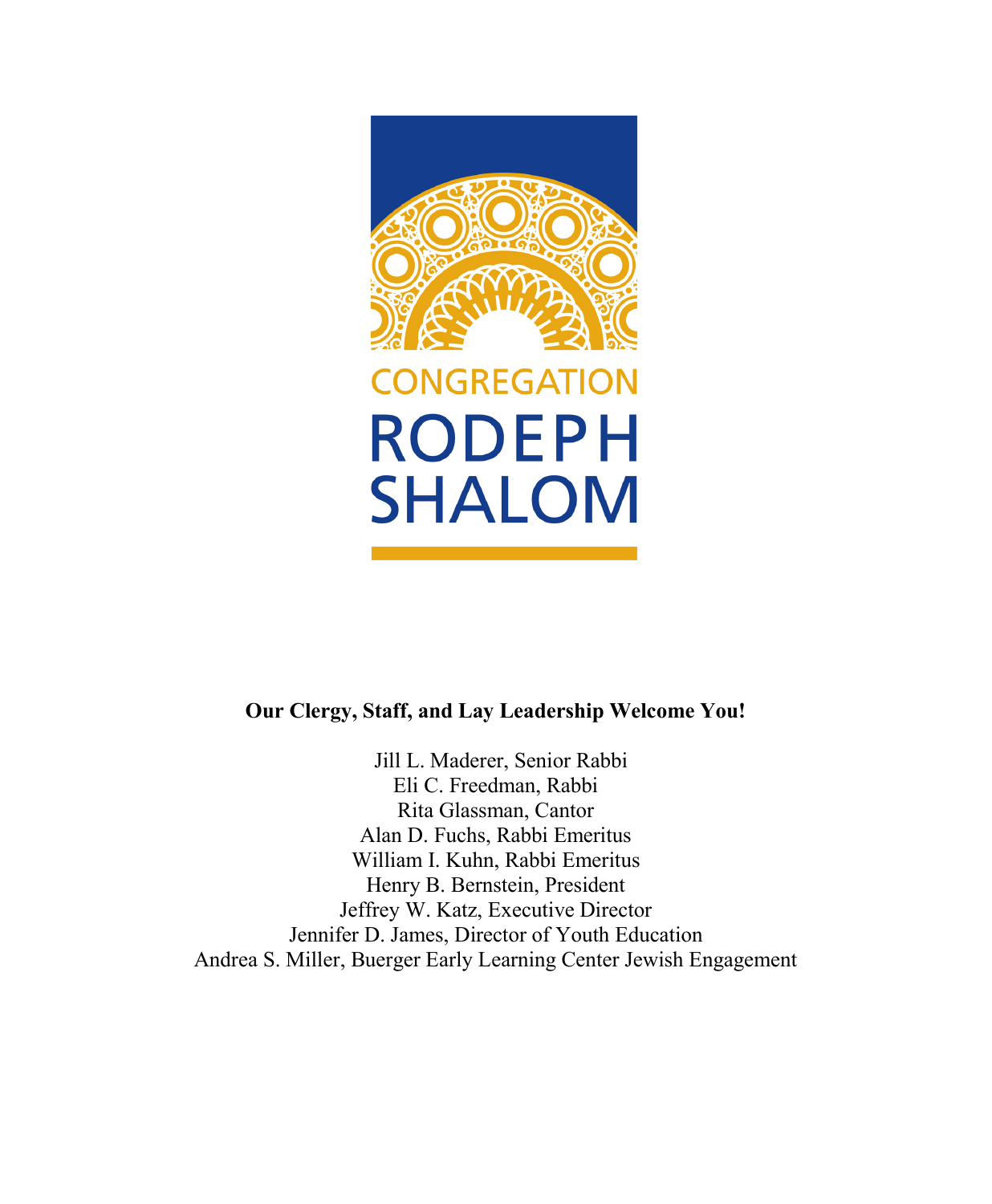CONGREGATION
RODEPH
SHALOM

**Our Clergy, Staff, and Lay Leadership Welcome You!**

Jill L. Maderer, Senior Rabbi
Eli C. Freedman, Rabbi
Rita Glassman, Cantor
Alan D. Fuchs, Rabbi Emeritus
William I. Kuhn, Rabbi Emeritus
Henry B. Bernstein, President
Jeffrey W. Katz, Executive Director
Jennifer D. James, Director of Youth Education
Andrea S. Miller, Buerger Early Learning Center Jewish Engagement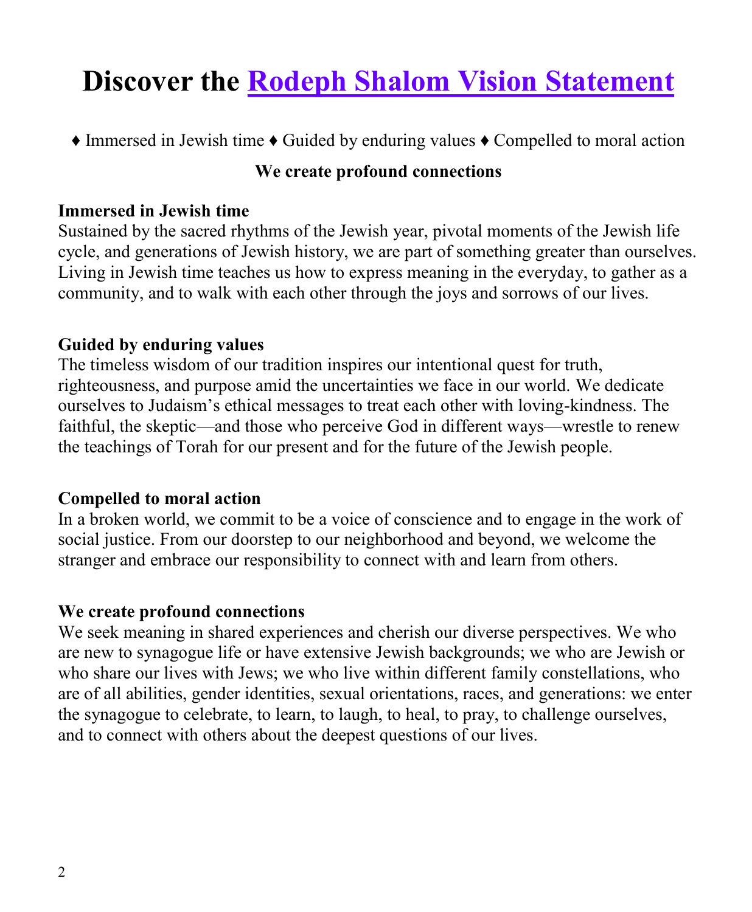# Discover the Rodeph Shalom Vision Statement

♦ Immersed in Jewish time ♦ Guided by enduring values ♦ Compelled to moral action

**We create profound connections**

**Immersed in Jewish time**

Sustained by the sacred rhythms of the Jewish year, pivotal moments of the Jewish life cycle, and generations of Jewish history, we are part of something greater than ourselves. Living in Jewish time teaches us how to express meaning in the everyday, to gather as a community, and to walk with each other through the joys and sorrows of our lives.

**Guided by enduring values**

The timeless wisdom of our tradition inspires our intentional quest for truth, righteousness, and purpose amid the uncertainties we face in our world. We dedicate ourselves to Judaism's ethical messages to treat each other with loving-kindness. The faithful, the skeptic—and those who perceive God in different ways—wrestle to renew the teachings of Torah for our present and for the future of the Jewish people.

**Compelled to moral action**

In a broken world, we commit to be a voice of conscience and to engage in the work of social justice. From our doorstep to our neighborhood and beyond, we welcome the stranger and embrace our responsibility to connect with and learn from others.

**We create profound connections**

We seek meaning in shared experiences and cherish our diverse perspectives. We who are new to synagogue life or have extensive Jewish backgrounds; we who are Jewish or who share our lives with Jews; we who live within different family constellations, who are of all abilities, gender identities, sexual orientations, races, and generations: we enter the synagogue to celebrate, to learn, to laugh, to heal, to pray, to challenge ourselves, and to connect with others about the deepest questions of our lives.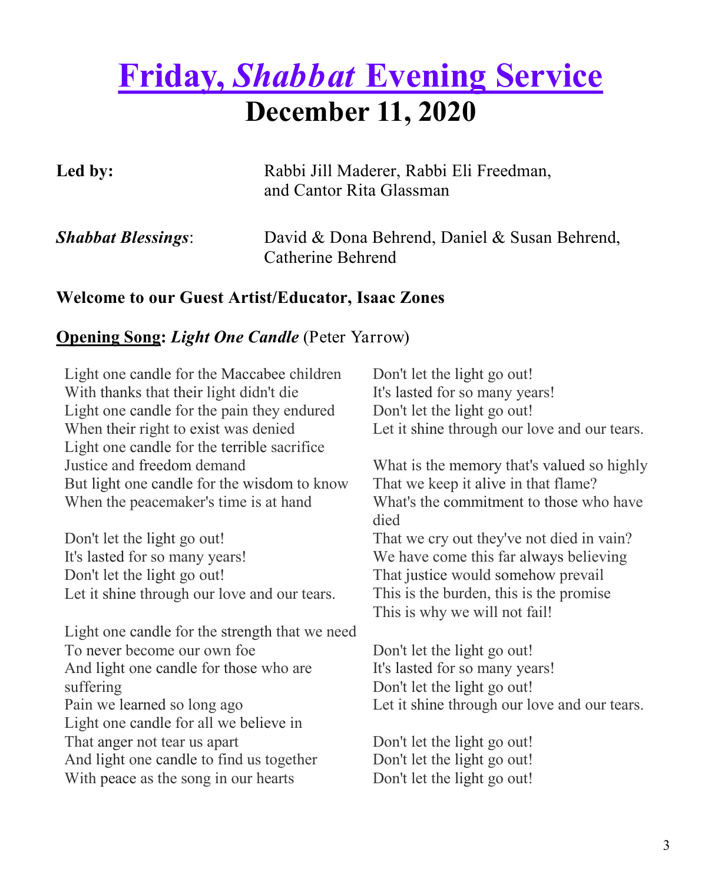# Friday, *Shabbat* Evening Service

## December 11, 2020

**Led by:** Rabbi Jill Maderer, Rabbi Eli Freedman, and Cantor Rita Glassman

***Shabbat Blessings*:** David & Dona Behrend, Daniel & Susan Behrend, Catherine Behrend

**Welcome to our Guest Artist/Educator, Isaac Zones**

**Opening Song: *Light One Candle*** (Peter Yarrow)

Light one candle for the Maccabee children
With thanks that their light didn't die
Light one candle for the pain they endured
When their right to exist was denied
Light one candle for the terrible sacrifice
Justice and freedom demand
But light one candle for the wisdom to know
When the peacemaker's time is at hand

Don't let the light go out!
It's lasted for so many years!
Don't let the light go out!
Let it shine through our love and our tears.

Light one candle for the strength that we need
To never become our own foe
And light one candle for those who are suffering
Pain we learned so long ago
Light one candle for all we believe in
That anger not tear us apart
And light one candle to find us together
With peace as the song in our hearts

Don't let the light go out!
It's lasted for so many years!
Don't let the light go out!
Let it shine through our love and our tears.

What is the memory that's valued so highly
That we keep it alive in that flame?
What's the commitment to those who have died
That we cry out they've not died in vain?
We have come this far always believing
That justice would somehow prevail
This is the burden, this is the promise
This is why we will not fail!

Don't let the light go out!
It's lasted for so many years!
Don't let the light go out!
Let it shine through our love and our tears.

Don't let the light go out!
Don't let the light go out!
Don't let the light go out!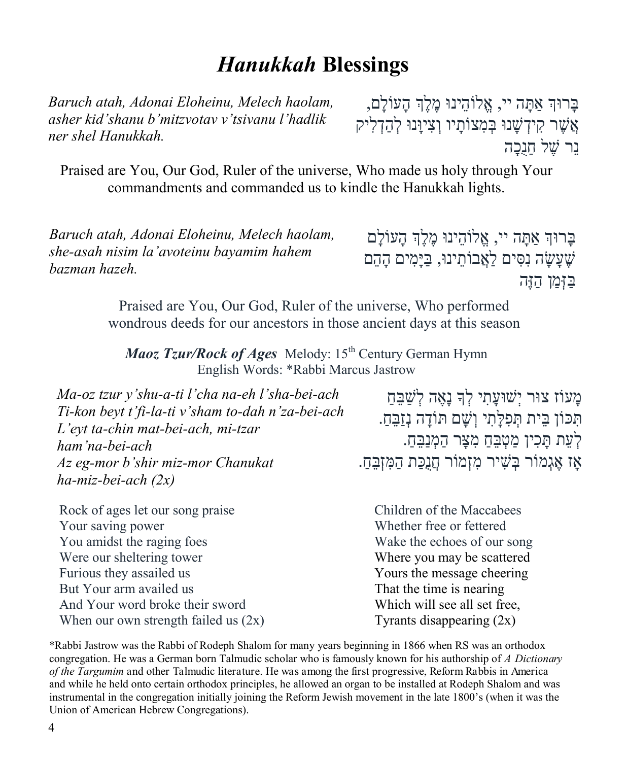# *Hanukkah* Blessings

*Baruch atah, Adonai Eloheinu, Melech haolam, asher kid'shanu b'mitzvotav v'tsivanu l'hadlik ner shel Hanukkah.*

בָּרוּךְ אַתָּה יי, אֱלֹהֵינוּ מֶלֶךְ הָעוֹלָם, אֲשֶׁר קִדְּשָׁנוּ בְּמִצוֹתָיו וְצִוָּנוּ לְהַדְלִיק נֵר שֶׁל חֲנֻכָּה

Praised are You, Our God, Ruler of the universe, Who made us holy through Your commandments and commanded us to kindle the Hanukkah lights.

*Baruch atah, Adonai Eloheinu, Melech haolam, she-asah nisim la'avoteinu bayamim hahem bazman hazeh.*

בָּרוּךְ אַתָּה יי, אֱלֹהֵינוּ מֶלֶךְ הָעוֹלָם שֶׁעָשָׂה נִסִּים לַאֲבוֹתֵינוּ, בַּיָּמִים הָהֵם בַּזְּמַן הַזֶּה

Praised are You, Our God, Ruler of the universe, Who performed wondrous deeds for our ancestors in those ancient days at this season

***Maoz Tzur/Rock of Ages*** Melody: 15th Century German Hymn
English Words: *Rabbi Marcus Jastrow

*Ma-oz tzur y'shu-a-ti l'cha na-eh l'sha-bei-ach*
*Ti-kon beyt t'fi-la-ti v'sham to-dah n'za-bei-ach*
*L'eyt ta-chin mat-bei-ach, mi-tzar ham'na-bei-ach*
*Az eg-mor b'shir miz-mor Chanukat ha-miz-bei-ach (2x)*

מָעוֹז צוּר יְשׁוּעָתִי לְךָ נָאֶה לְשַׁבֵּחַ
תִּכּוֹן בֵּית תְּפִלָּתִי וְשָׁם תּוֹדָה נְזַבֵּחַ.
לְעֵת תָּכִין מַטְבֵּחַ מִצָּר הַמְנַבֵּחַ.
אָז אֶגְמוֹר בְּשִׁיר מִזְמוֹר חֲנֻכַּת הַמִּזְבֵּחַ.

Rock of ages let our song praise
Your saving power
You amidst the raging foes
Were our sheltering tower
Furious they assailed us
But Your arm availed us
And Your word broke their sword
When our own strength failed us (2x)

Children of the Maccabees
Whether free or fettered
Wake the echoes of our song
Where you may be scattered
Yours the message cheering
That the time is nearing
Which will see all set free,
Tyrants disappearing (2x)

*Rabbi Jastrow was the Rabbi of Rodeph Shalom for many years beginning in 1866 when RS was an orthodox congregation. He was a German born Talmudic scholar who is famously known for his authorship of *A Dictionary of the Targumim* and other Talmudic literature. He was among the first progressive, Reform Rabbis in America and while he held onto certain orthodox principles, he allowed an organ to be installed at Rodeph Shalom and was instrumental in the congregation initially joining the Reform Jewish movement in the late 1800's (when it was the Union of American Hebrew Congregations).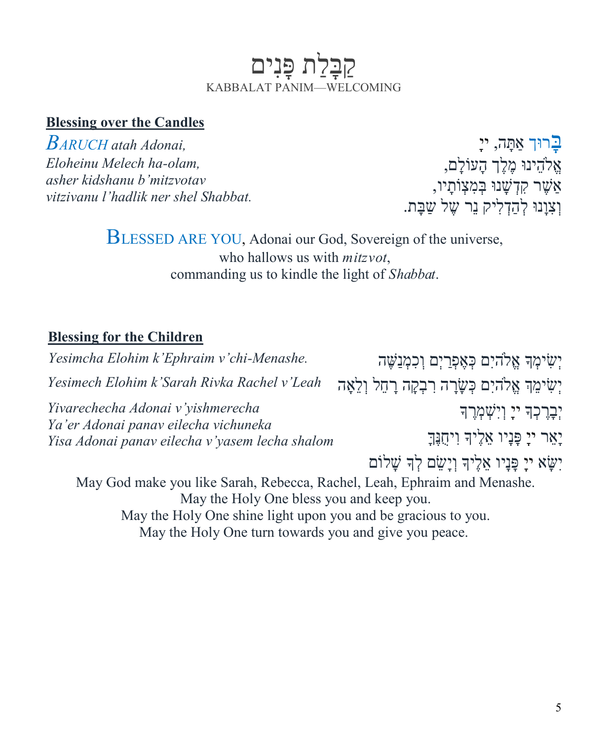# קַבָּלַת פָּנִים

KABBALAT PANIM—WELCOMING

**Blessing over the Candles**

*BARUCH atah Adonai,*
*Eloheinu Melech ha-olam,*
*asher kidshanu b'mitzvotav*
*vitzivanu l'hadlik ner shel Shabbat.*

בָּרוּךְ אַתָּה, יְיָ
אֱלֹהֵינוּ מֶלֶךְ הָעוֹלָם,
אֲשֶׁר קִדְּשָׁנוּ בְּמִצְוֹתָיו,
וְצִוָּנוּ לְהַדְלִיק נֵר שֶׁל שַׁבָּת.

BLESSED ARE YOU, Adonai our God, Sovereign of the universe,
who hallows us with *mitzvot*,
commanding us to kindle the light of *Shabbat*.

**Blessing for the Children**

*Yesimcha Elohim k'Ephraim v'chi-Menashe.*

יְשִׂימְךָ אֱלֹהִים כְּאֶפְרַיִם וְכִמְנַשֶּׁה

*Yesimech Elohim k'Sarah Rivka Rachel v'Leah*

יְשִׂימֵךְ אֱלֹהִים כְּשָׂרָה רִבְקָה רָחֵל וְלֵאָה

*Yivarechecha Adonai v'yishmerecha*
*Ya'er Adonai panav eilecha vichuneka*
*Yisa Adonai panav eilecha v'yasem lecha shalom*

יְבָרֶכְךָ יְיָ וְיִשְׁמְרֶךָ
יָאֵר יְיָ פָּנָיו אֵלֶיךָ וִיחֻנֶּךָּ
יִשָּׂא יְיָ פָּנָיו אֵלֶיךָ וְיָשֵׂם לְךָ שָׁלוֹם

May God make you like Sarah, Rebecca, Rachel, Leah, Ephraim and Menashe.
May the Holy One bless you and keep you.
May the Holy One shine light upon you and be gracious to you.
May the Holy One turn towards you and give you peace.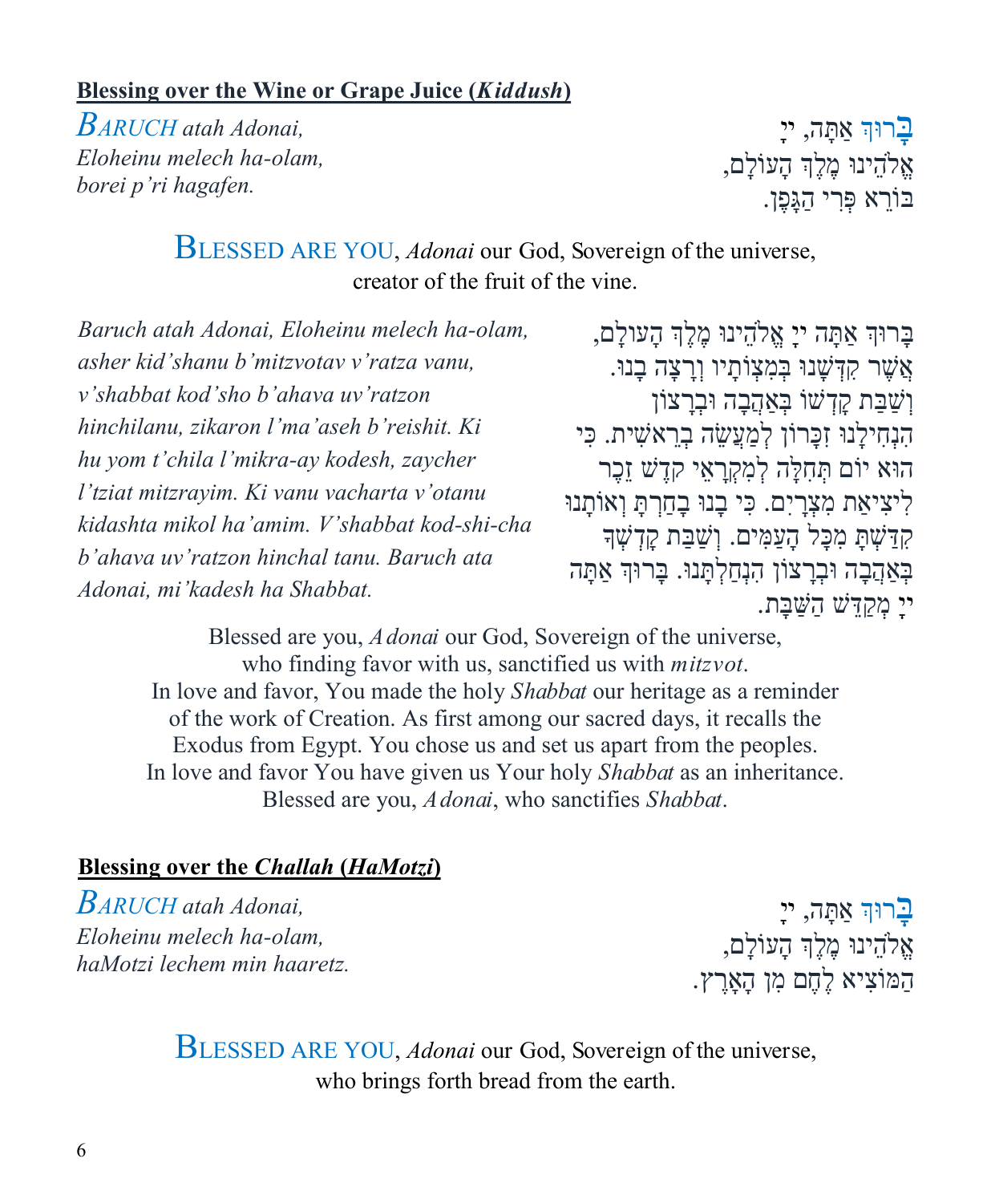## Blessing over the Wine or Grape Juice (*Kiddush*)

*BARUCH atah Adonai,*
*Eloheinu melech ha-olam,*
*borei p'ri hagafen.*

בָּרוּךְ אַתָּה, יְיָ
אֱלֹהֵינוּ מֶלֶךְ הָעוֹלָם,
בּוֹרֵא פְּרִי הַגָּפֶן.

BLESSED ARE YOU, *Adonai* our God, Sovereign of the universe,
creator of the fruit of the vine.

*Baruch atah Adonai, Eloheinu melech ha-olam, asher kid'shanu b'mitzvotav v'ratza vanu, v'shabbat kod'sho b'ahava uv'ratzon hinchilanu, zikaron l'ma'aseh b'reishit. Ki hu yom t'chila l'mikra-ay kodesh, zaycher l'tziat mitzrayim. Ki vanu vacharta v'otanu kidashta mikol ha'amim. V'shabbat kod-shi-cha b'ahava uv'ratzon hinchal tanu. Baruch ata Adonai, mi'kadesh ha Shabbat.*

בָּרוּךְ אַתָּה יְיָ אֱלֹהֵינוּ מֶלֶךְ הָעוֹלָם, אֲשֶׁר קִדְּשָׁנוּ בְּמִצְוֹתָיו וְרָצָה בָנוּ. וְשַׁבַּת קָדְשׁוֹ בְּאַהֲבָה וּבְרָצוֹן הִנְחִילָנוּ זִכָּרוֹן לְמַעֲשֵׂה בְרֵאשִׁית. כִּי הוּא יוֹם תְּחִלָּה לְמִקְרָאֵי קֹדֶשׁ זֵכֶר לִיצִיאַת מִצְרָיִם. כִּי בָנוּ בָחַרְתָּ וְאוֹתָנוּ קִדַּשְׁתָּ מִכָּל הָעַמִּים. וְשַׁבַּת קָדְשְׁךָ בְּאַהֲבָה וּבְרָצוֹן הִנְחַלְתָּנוּ. בָּרוּךְ אַתָּה יְיָ מְקַדֵּשׁ הַשַּׁבָּת.

Blessed are you, *Adonai* our God, Sovereign of the universe,
who finding favor with us, sanctified us with *mitzvot*.
In love and favor, You made the holy *Shabbat* our heritage as a reminder of the work of Creation. As first among our sacred days, it recalls the Exodus from Egypt. You chose us and set us apart from the peoples.
In love and favor You have given us Your holy *Shabbat* as an inheritance.
Blessed are you, *Adonai*, who sanctifies *Shabbat*.

## Blessing over the *Challah* (*HaMotzi*)

*BARUCH atah Adonai,*
*Eloheinu melech ha-olam,*
*haMotzi lechem min haaretz.*

בָּרוּךְ אַתָּה, יְיָ
אֱלֹהֵינוּ מֶלֶךְ הָעוֹלָם,
הַמּוֹצִיא לֶחֶם מִן הָאָרֶץ.

BLESSED ARE YOU, *Adonai* our God, Sovereign of the universe,
who brings forth bread from the earth.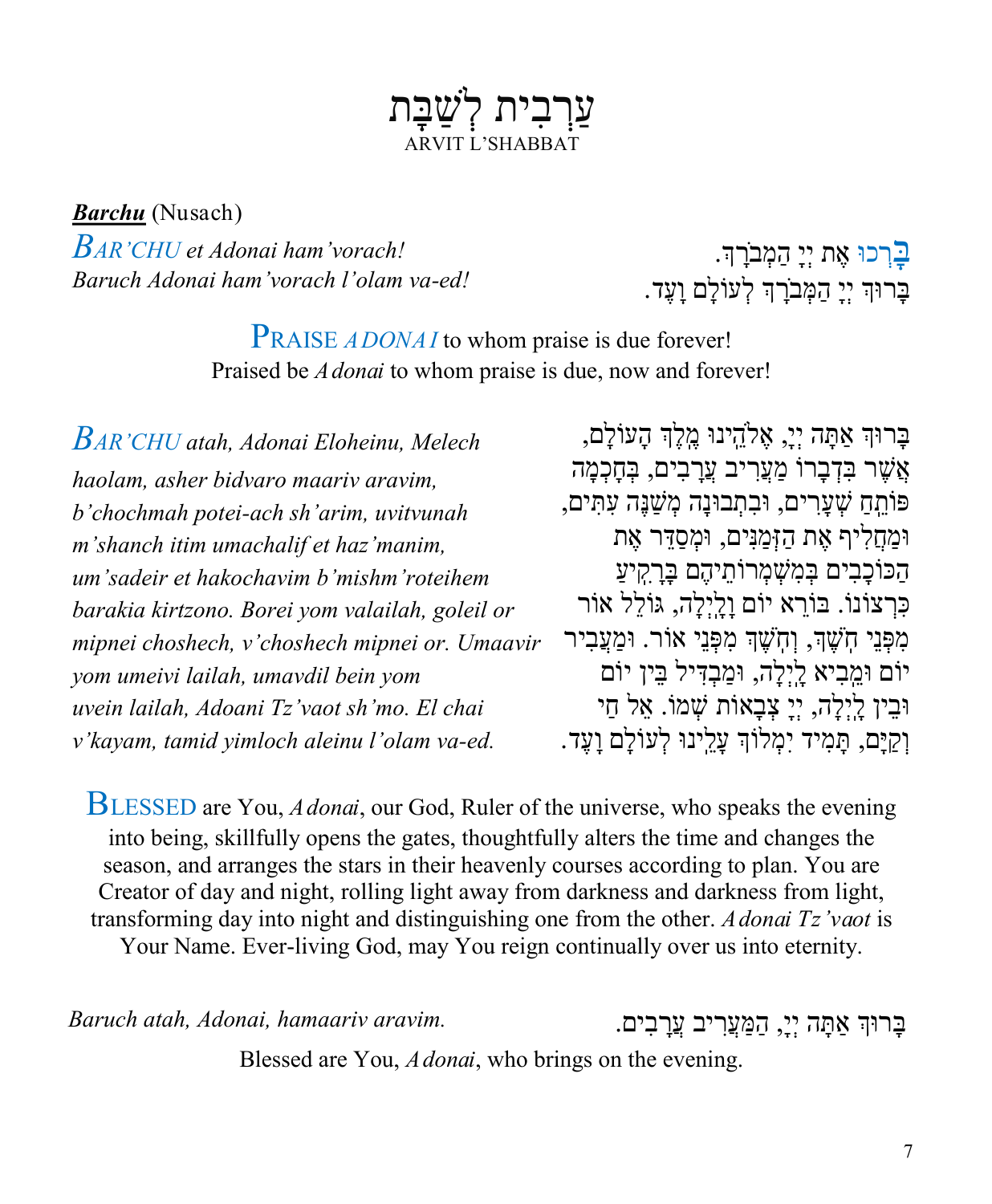# עַרְבִית לְשַׁבָּת
ARVIT L'SHABBAT

***Barchu*** (Nusach)

*BAR'CHU et Adonai ham'vorach!*
*Baruch Adonai ham'vorach l'olam va-ed!*

בָּרְכוּ אֶת יְיָ הַמְבֹרָךְ.
בָּרוּךְ יְיָ הַמְבֹרָךְ לְעוֹלָם וָעֶד.

PRAISE *ADONAI* to whom praise is due forever!
Praised be *Adonai* to whom praise is due, now and forever!

*BAR'CHU atah, Adonai Eloheinu, Melech haolam, asher bidvaro maariv aravim, b'chochmah potei-ach sh'arim, uvitvunah m'shanch itim umachalif et haz'manim, um'sadeir et hakochavim b'mishm'roteihem barakia kirtzono. Borei yom valailah, goleil or mipnei choshech, v'choshech mipnei or. Umaavir yom umeivi lailah, umavdil bein yom uvein lailah, Adoani Tz'vaot sh'mo. El chai v'kayam, tamid yimloch aleinu l'olam va-ed.*

בָּרוּךְ אַתָּה יְיָ, אֱלֹהֵינוּ מֶלֶךְ הָעוֹלָם, אֲשֶׁר בִּדְבָרוֹ מַעֲרִיב עֲרָבִים, בְּחָכְמָה פּוֹתֵחַ שְׁעָרִים, וּבִתְבוּנָה מְשַׁנֶּה עִתִּים, וּמַחֲלִיף אֶת הַזְּמַנִּים, וּמְסַדֵּר אֶת הַכּוֹכָבִים בְּמִשְׁמְרוֹתֵיהֶם בָּרָקִיעַ כִּרְצוֹנוֹ. בּוֹרֵא יוֹם וָלָיְלָה, גּוֹלֵל אוֹר מִפְּנֵי חֹשֶׁךְ, וְחֹשֶׁךְ מִפְּנֵי אוֹר. וּמַעֲבִיר יוֹם וּמֵבִיא לָיְלָה, וּמַבְדִּיל בֵּין יוֹם וּבֵין לָיְלָה, יְיָ צְבָאוֹת שְׁמוֹ. אֵל חַי וְקַיָּם, תָּמִיד יִמְלוֹךְ עָלֵינוּ לְעוֹלָם וָעֶד.

BLESSED are You, *Adonai*, our God, Ruler of the universe, who speaks the evening into being, skillfully opens the gates, thoughtfully alters the time and changes the season, and arranges the stars in their heavenly courses according to plan. You are Creator of day and night, rolling light away from darkness and darkness from light, transforming day into night and distinguishing one from the other. *Adonai Tz'vaot* is Your Name. Ever-living God, may You reign continually over us into eternity.

*Baruch atah, Adonai, hamaariv aravim.*

בָּרוּךְ אַתָּה יְיָ, הַמַּעֲרִיב עֲרָבִים.

Blessed are You, *Adonai*, who brings on the evening.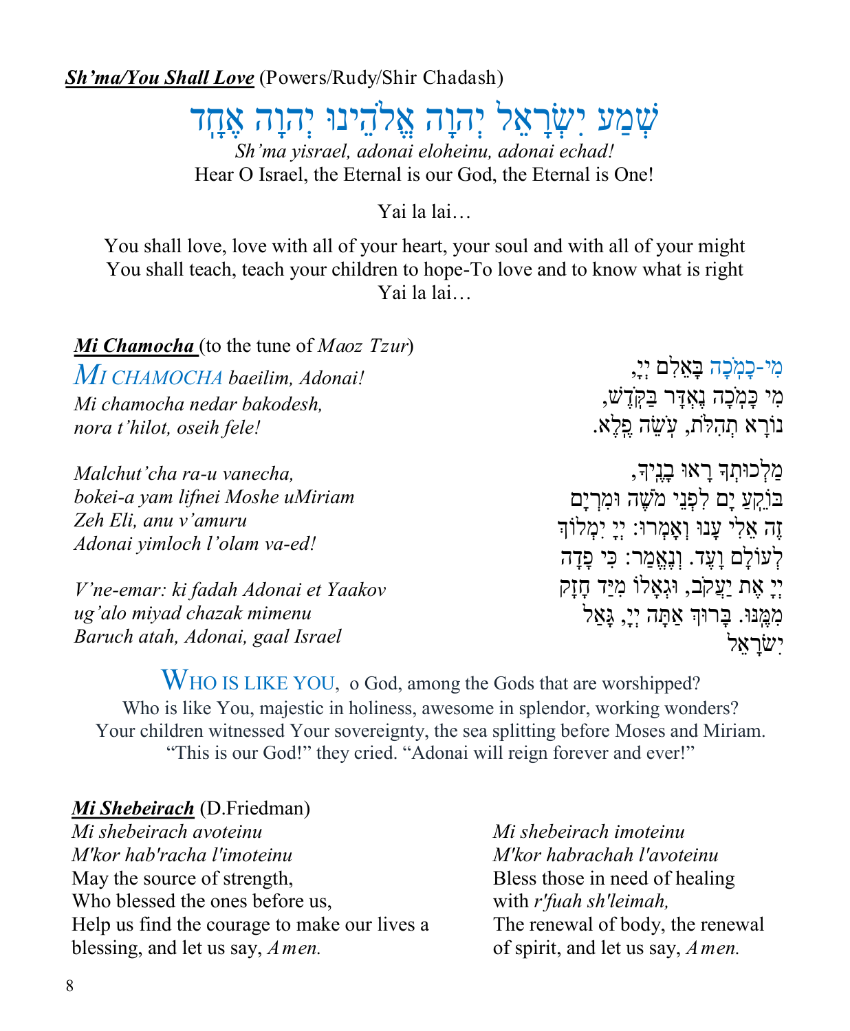***Sh'ma/You Shall Love*** (Powers/Rudy/Shir Chadash)

שְׁמַע יִשְׂרָאֵל יְהוָה אֱלֹהֵינוּ יְהוָה אֶחָד

*Sh'ma yisrael, adonai eloheinu, adonai echad!*
Hear O Israel, the Eternal is our God, the Eternal is One!

Yai la lai…

You shall love, love with all of your heart, your soul and with all of your might
You shall teach, teach your children to hope-To love and to know what is right
Yai la lai…

***Mi Chamocha*** (to the tune of *Maoz Tzur*)

*MI CHAMOCHA baeilim, Adonai!*
*Mi chamocha nedar bakodesh,*
*nora t'hilot, oseih fele!*

*Malchut'cha ra-u vanecha,*
*bokei-a yam lifnei Moshe uMiriam*
*Zeh Eli, anu v'amuru*
*Adonai yimloch l'olam va-ed!*

*V'ne-emar: ki fadah Adonai et Yaakov*
*ug'alo miyad chazak mimenu*
*Baruch atah, Adonai, gaal Israel*

מִי-כָמֹכָה בָּאֵלִם יְיָ,
מִי כָּמֹכָה נֶאְדָּר בַּקֹּדֶשׁ,
נוֹרָא תְהִלֹּת, עֹשֵׂה פֶלֶא.

מַלְכוּתְךָ רָאוּ בָנֶיךָ,
בּוֹקֵעַ יָם לִפְנֵי מֹשֶׁה וּמִרְיָם
זֶה אֵלִי עָנוּ וְאָמְרוּ: יְיָ יִמְלוֹךְ
לְעוֹלָם וָעֶד. וְנֶאֱמַר: כִּי פָדָה
יְיָ אֶת יַעֲקֹב, וּגְאָלוֹ מִיַּד חָזָק
מִמֶּנּוּ. בָּרוּךְ אַתָּה יְיָ, גָּאַל
יִשְׂרָאֵל

WHO IS LIKE YOU, o God, among the Gods that are worshipped?
Who is like You, majestic in holiness, awesome in splendor, working wonders?
Your children witnessed Your sovereignty, the sea splitting before Moses and Miriam.
"This is our God!" they cried. "Adonai will reign forever and ever!"

***Mi Shebeirach*** (D.Friedman)

*Mi shebeirach avoteinu*
*M'kor hab'racha l'imoteinu*
May the source of strength,
Who blessed the ones before us,
Help us find the courage to make our lives a blessing, and let us say, *Amen.*

*Mi shebeirach imoteinu*
*M'kor habrachah l'avoteinu*
Bless those in need of healing
with *r'fuah sh'leimah,*
The renewal of body, the renewal of spirit, and let us say, *Amen.*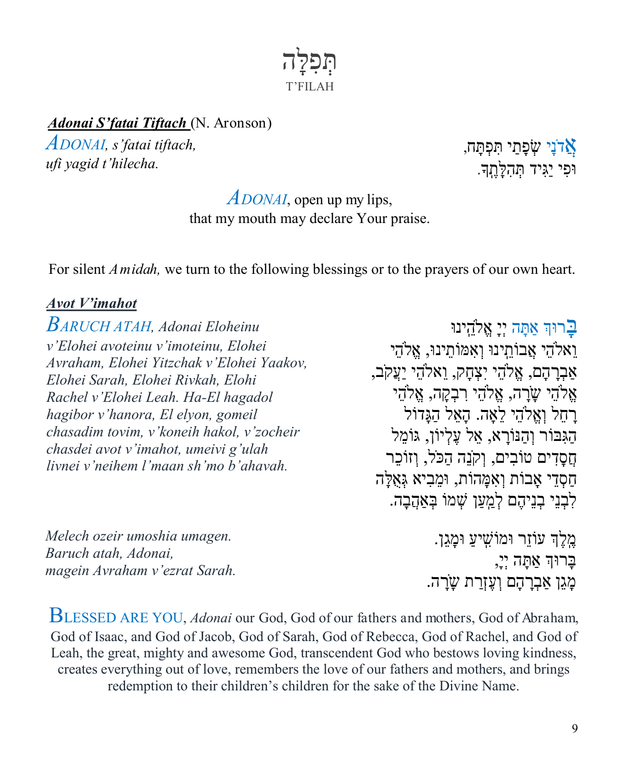# תְּפִלָּה
T'FILAH

***Adonai S'fatai Tiftach*** (N. Aronson)

*ADONAI, s'fatai tiftach,*
*ufi yagid t'hilecha.*

אֲדֹנָי שְׂפָתַי תִּפְתָּח,
וּפִי יַגִּיד תְּהִלָּתֶךָ.

ADONAI, open up my lips,
that my mouth may declare Your praise.

For silent *Amidah,* we turn to the following blessings or to the prayers of our own heart.

***Avot V'imahot***

*BARUCH ATAH, Adonai Eloheinu v'Elohei avoteinu v'imoteinu, Elohei Avraham, Elohei Yitzchak v'Elohei Yaakov, Elohei Sarah, Elohei Rivkah, Elohi Rachel v'Elohei Leah. Ha-El hagadol hagibor v'hanora, El elyon, gomeil chasadim tovim, v'koneih hakol, v'zocheir chasdei avot v'imahot, umeivi g'ulah livnei v'neihem l'maan sh'mo b'ahavah.*

בָּרוּךְ אַתָּה יְיָ אֱלֹהֵינוּ
וֵאלֹהֵי אֲבוֹתֵינוּ וְאִמּוֹתֵינוּ, אֱלֹהֵי
אַבְרָהָם, אֱלֹהֵי יִצְחָק, וֵאלֹהֵי יַעֲקֹב,
אֱלֹהֵי שָׂרָה, אֱלֹהֵי רִבְקָה, אֱלֹהֵי
רָחֵל וֵאלֹהֵי לֵאָה. הָאֵל הַגָּדוֹל
הַגִּבּוֹר וְהַנּוֹרָא, אֵל עֶלְיוֹן, גּוֹמֵל
חֲסָדִים טוֹבִים, וְקֹנֵה הַכֹּל, וְזוֹכֵר
חַסְדֵי אָבוֹת וְאִמָּהוֹת, וּמֵבִיא גְּאֻלָּה
לִבְנֵי בְנֵיהֶם לְמַעַן שְׁמוֹ בְּאַהֲבָה.

*Melech ozeir umoshia umagen.*
*Baruch atah, Adonai,*
*magein Avraham v'ezrat Sarah.*

מֶלֶךְ עוֹזֵר וּמוֹשִׁיעַ וּמָגֵן.
בָּרוּךְ אַתָּה יְיָ,
מָגֵן אַבְרָהָם וְעֶזְרַת שָׂרָה.

BLESSED ARE YOU, *Adonai* our God, God of our fathers and mothers, God of Abraham, God of Isaac, and God of Jacob, God of Sarah, God of Rebecca, God of Rachel, and God of Leah, the great, mighty and awesome God, transcendent God who bestows loving kindness, creates everything out of love, remembers the love of our fathers and mothers, and brings redemption to their children's children for the sake of the Divine Name.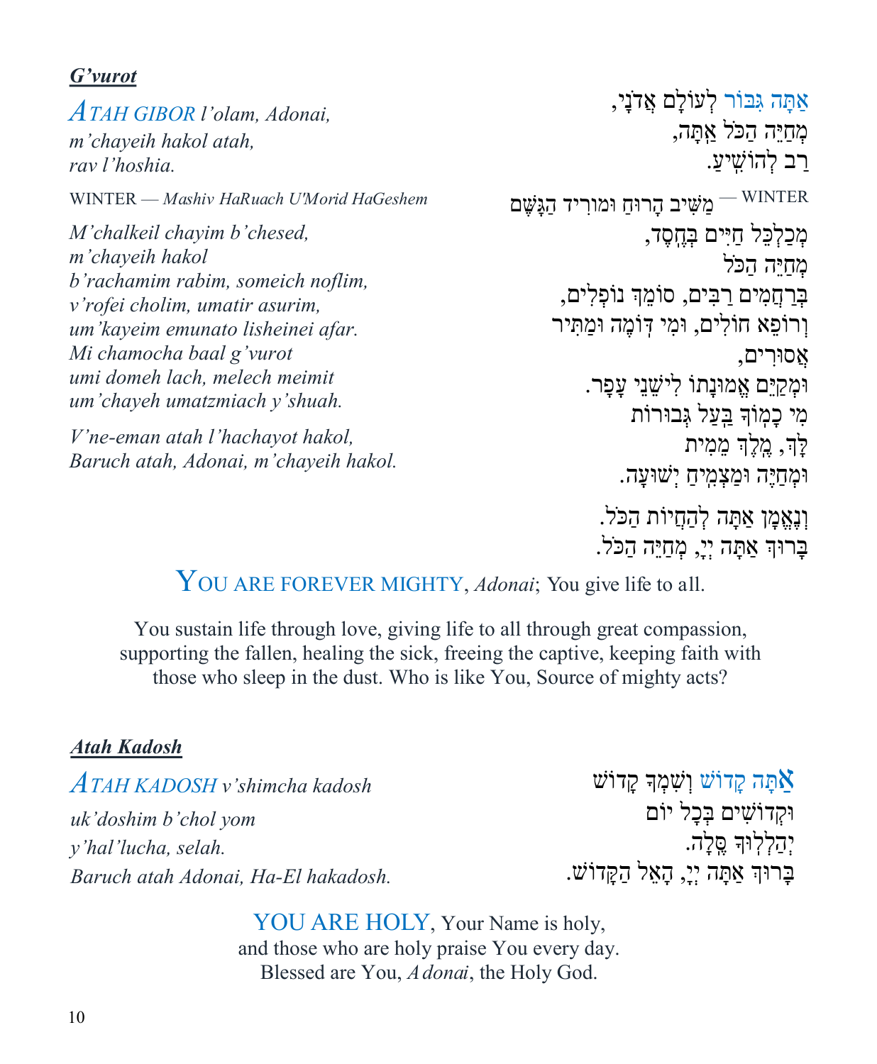## *G'vurot*

*ATAH GIBOR l'olam, Adonai,*
*m'chayeih hakol atah,*
*rav l'hoshia.*

אַתָּה גִּבּוֹר לְעוֹלָם אֲדֹנָי,
מְחַיֵּה הַכֹּל אַתָּה,
רַב לְהוֹשִׁיעַ.

WINTER — *Mashiv HaRuach U'Morid HaGeshem*

WINTER — מַשִּׁיב הָרוּחַ וּמוֹרִיד הַגָּשֶׁם

*M'chalkeil chayim b'chesed,*
*m'chayeih hakol*
*b'rachamim rabim, someich noflim,*
*v'rofei cholim, umatir asurim,*
*um'kayeim emunato lisheinei afar.*
*Mi chamocha baal g'vurot*
*umi domeh lach, melech meimit*
*um'chayeh umatzmiach y'shuah.*

מְכַלְכֵּל חַיִּים בְּחֶסֶד,
מְחַיֵּה הַכֹּל
בְּרַחֲמִים רַבִּים, סוֹמֵךְ נוֹפְלִים,
וְרוֹפֵא חוֹלִים, וּמִי דּוֹמֶה וּמַתִּיר
אֲסוּרִים,
וּמְקַיֵּם אֱמוּנָתוֹ לִישֵׁנֵי עָפָר.
מִי כָמוֹךָ בַּעַל גְּבוּרוֹת
לָּךְ, מֶלֶךְ מֵמִית
וּמְחַיֶּה וּמַצְמִיחַ יְשׁוּעָה.

*V'ne-eman atah l'hachayot hakol,*
*Baruch atah, Adonai, m'chayeih hakol.*

וְנֶאֱמָן אַתָּה לְהַחֲיוֹת הַכֹּל.
בָּרוּךְ אַתָּה יְיָ, מְחַיֵּה הַכֹּל.

YOU ARE FOREVER MIGHTY, *Adonai*; You give life to all.

You sustain life through love, giving life to all through great compassion, supporting the fallen, healing the sick, freeing the captive, keeping faith with those who sleep in the dust. Who is like You, Source of mighty acts?

## *Atah Kadosh*

*ATAH KADOSH v'shimcha kadosh*
*uk'doshim b'chol yom*
*y'hal'lucha, selah.*
*Baruch atah Adonai, Ha-El hakadosh.*

אַתָּה קָדוֹשׁ וְשִׁמְךָ קָדוֹשׁ
וּקְדוֹשִׁים בְּכָל יוֹם
יְהַלְלוּךָ סֶּלָה.
בָּרוּךְ אַתָּה יְיָ, הָאֵל הַקָּדוֹשׁ.

YOU ARE HOLY, Your Name is holy,
and those who are holy praise You every day.
Blessed are You, *Adonai*, the Holy God.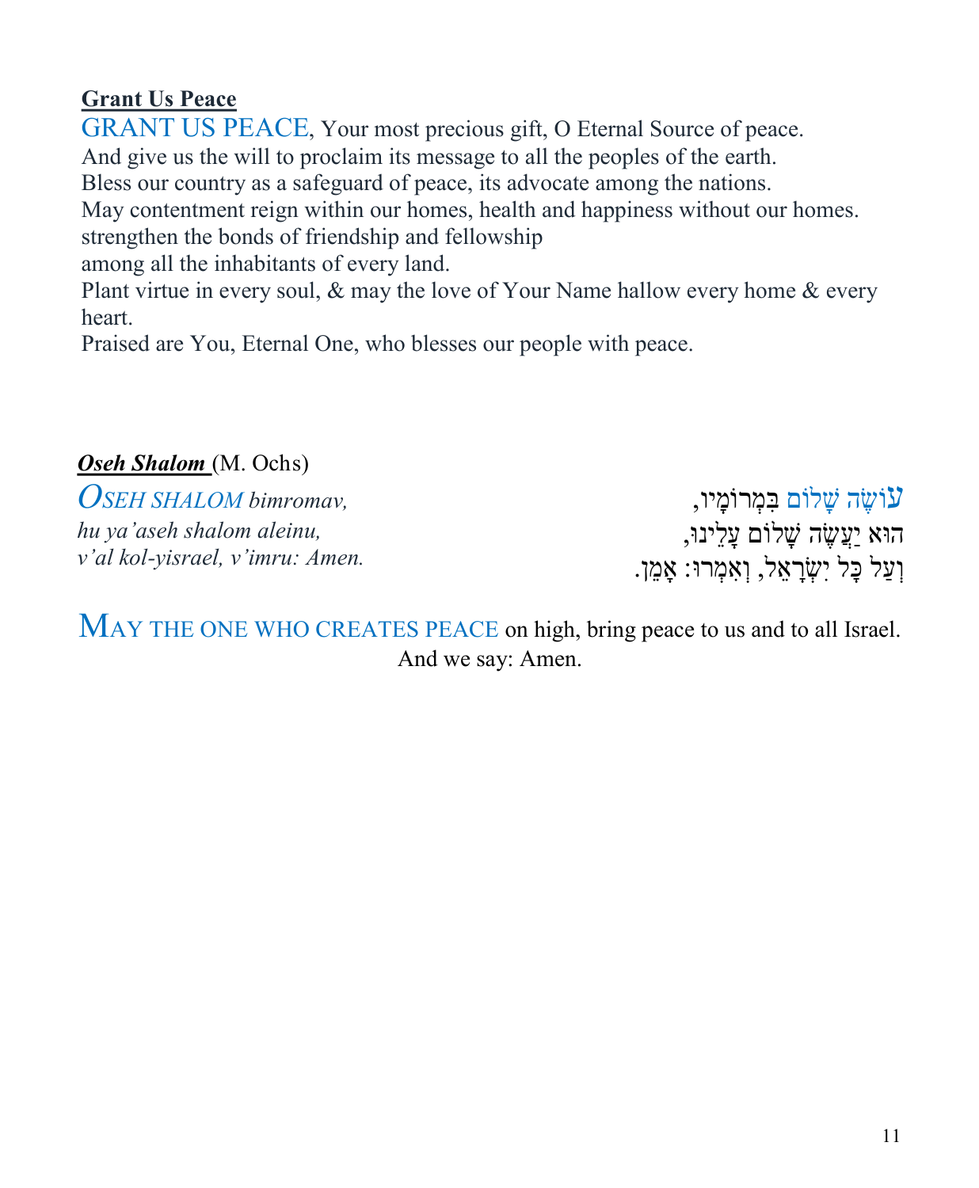**Grant Us Peace**

GRANT US PEACE, Your most precious gift, O Eternal Source of peace.
And give us the will to proclaim its message to all the peoples of the earth.
Bless our country as a safeguard of peace, its advocate among the nations.
May contentment reign within our homes, health and happiness without our homes.
strengthen the bonds of friendship and fellowship
among all the inhabitants of every land.
Plant virtue in every soul, & may the love of Your Name hallow every home & every heart.
Praised are You, Eternal One, who blesses our people with peace.

***Oseh Shalom*** (M. Ochs)

*OSEH SHALOM bimromav,*
*hu ya'aseh shalom aleinu,*
*v'al kol-yisrael, v'imru: Amen.*

עוֹשֶׂה שָׁלוֹם בִּמְרוֹמָיו,
הוּא יַעֲשֶׂה שָׁלוֹם עָלֵינוּ,
וְעַל כָּל יִשְׂרָאֵל, וְאִמְרוּ: אָמֵן.

MAY THE ONE WHO CREATES PEACE on high, bring peace to us and to all Israel.
And we say: Amen.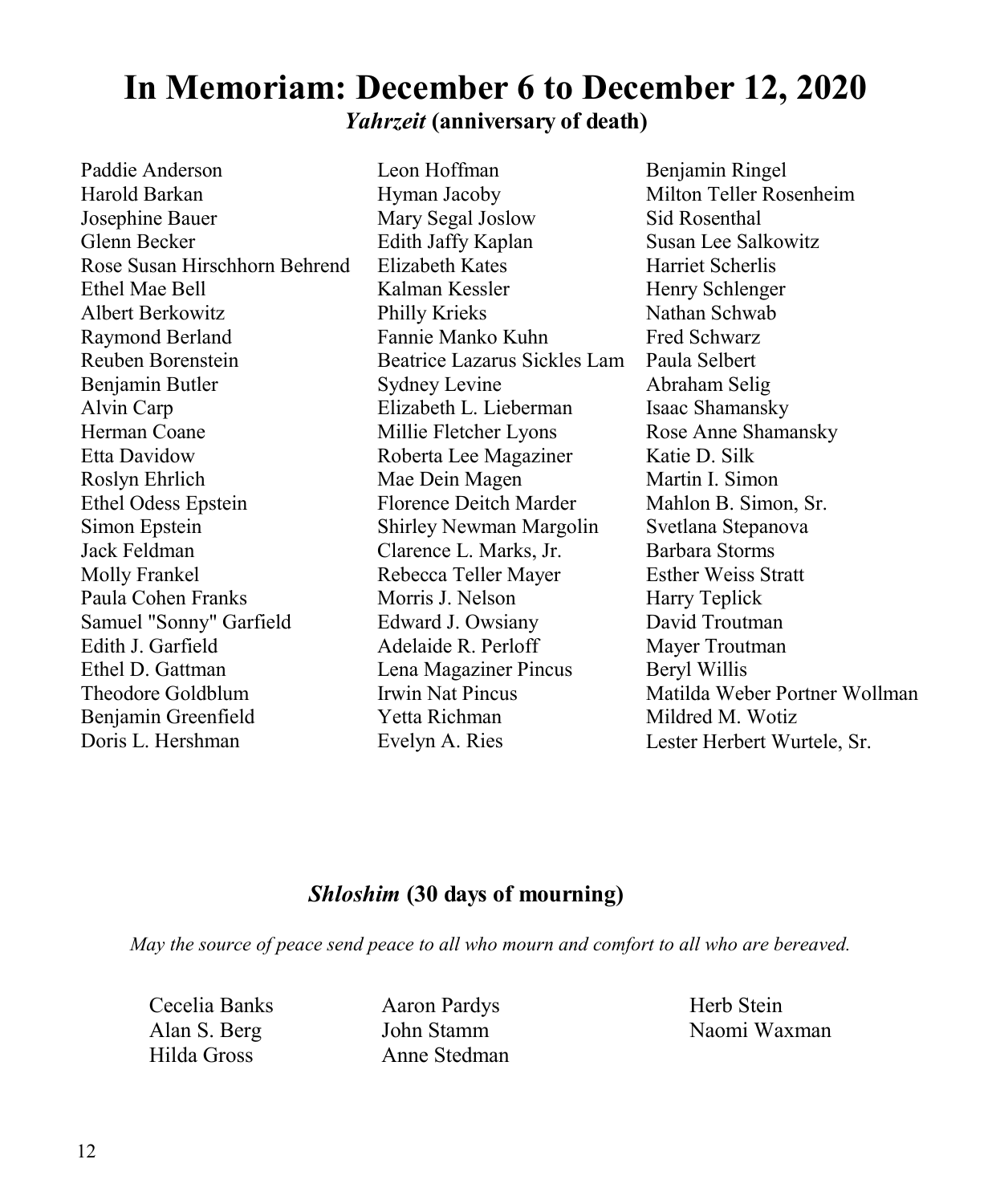# In Memoriam: December 6 to December 12, 2020

***Yahrzeit* (anniversary of death)**

Paddie Anderson
Harold Barkan
Josephine Bauer
Glenn Becker
Rose Susan Hirschhorn Behrend
Ethel Mae Bell
Albert Berkowitz
Raymond Berland
Reuben Borenstein
Benjamin Butler
Alvin Carp
Herman Coane
Etta Davidow
Roslyn Ehrlich
Ethel Odess Epstein
Simon Epstein
Jack Feldman
Molly Frankel
Paula Cohen Franks
Samuel "Sonny" Garfield
Edith J. Garfield
Ethel D. Gattman
Theodore Goldblum
Benjamin Greenfield
Doris L. Hershman
Leon Hoffman
Hyman Jacoby
Mary Segal Joslow
Edith Jaffy Kaplan
Elizabeth Kates
Kalman Kessler
Philly Krieks
Fannie Manko Kuhn
Beatrice Lazarus Sickles Lam
Sydney Levine
Elizabeth L. Lieberman
Millie Fletcher Lyons
Roberta Lee Magaziner
Mae Dein Magen
Florence Deitch Marder
Shirley Newman Margolin
Clarence L. Marks, Jr.
Rebecca Teller Mayer
Morris J. Nelson
Edward J. Owsiany
Adelaide R. Perloff
Lena Magaziner Pincus
Irwin Nat Pincus
Yetta Richman
Evelyn A. Ries
Benjamin Ringel
Milton Teller Rosenheim
Sid Rosenthal
Susan Lee Salkowitz
Harriet Scherlis
Henry Schlenger
Nathan Schwab
Fred Schwarz
Paula Selbert
Abraham Selig
Isaac Shamansky
Rose Anne Shamansky
Katie D. Silk
Martin I. Simon
Mahlon B. Simon, Sr.
Svetlana Stepanova
Barbara Storms
Esther Weiss Stratt
Harry Teplick
David Troutman
Mayer Troutman
Beryl Willis
Matilda Weber Portner Wollman
Mildred M. Wotiz
Lester Herbert Wurtele, Sr.

## *Shloshim* (30 days of mourning)

*May the source of peace send peace to all who mourn and comfort to all who are bereaved.*

Cecelia Banks
Alan S. Berg
Hilda Gross
Aaron Pardys
John Stamm
Anne Stedman
Herb Stein
Naomi Waxman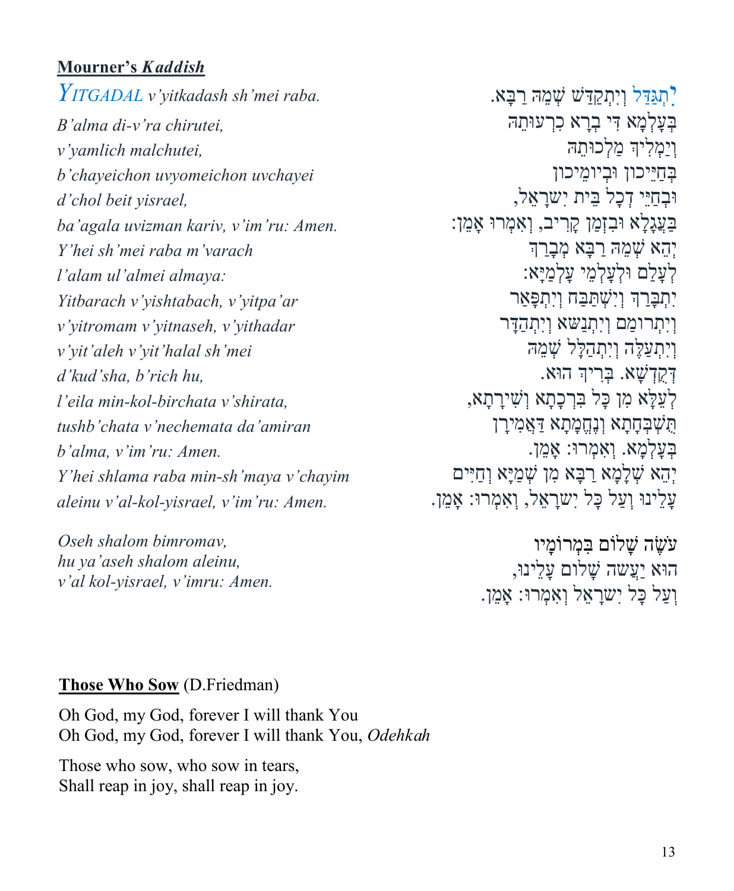**Mourner's *Kaddish***

*YITGADAL v'yitkadash sh'mei raba.*
*B'alma di-v'ra chirutei,*
*v'yamlich malchutei,*
*b'chayeichon uvyomeichon uvchayei*
*d'chol beit yisrael,*
*ba'agala uvizman kariv, v'im'ru: Amen.*
*Y'hei sh'mei raba m'varach*
*l'alam ul'almei almaya:*
*Yitbarach v'yishtabach, v'yitpa'ar*
*v'yitromam v'yitnaseh, v'yithadar*
*v'yit'aleh v'yit'halal sh'mei*
*d'kud'sha, b'rich hu,*
*l'eila min-kol-birchata v'shirata,*
*tushb'chata v'nechemata da'amiran*
*b'alma, v'im'ru: Amen.*
*Y'hei shlama raba min-sh'maya v'chayim*
*aleinu v'al-kol-yisrael, v'im'ru: Amen.*

*Oseh shalom bimromav,*
*hu ya'aseh shalom aleinu,*
*v'al kol-yisrael, v'imru: Amen.*

יִתְגַּדַּל וְיִתְקַדַּשׁ שְׁמֵהּ רַבָּא.
בְּעָלְמָא דִּי בְרָא כִרְעוּתֵהּ
וְיַמְלִיךְ מַלְכוּתֵהּ
בְּחַיֵּיכוֹן וּבְיוֹמֵיכוֹן
וּבְחַיֵּי דְכָל בֵּית יִשְׂרָאֵל,
בַּעֲגָלָא וּבִזְמַן קָרִיב, וְאִמְרוּ אָמֵן:
יְהֵא שְׁמֵהּ רַבָּא מְבָרַךְ
לְעָלַם וּלְעָלְמֵי עָלְמַיָּא:
יִתְבָּרַךְ וְיִשְׁתַּבַּח וְיִתְפָּאַר
וְיִתְרוֹמַם וְיִתְנַשֵּׂא וְיִתְהַדָּר
וְיִתְעַלֶּה וְיִתְהַלָּל שְׁמֵהּ
דְּקֻדְשָׁא. בְּרִיךְ הוּא.
לְעֵלָּא מִן כָּל בִּרְכָתָא וְשִׁירָתָא,
תֻּשְׁבְּחָתָא וְנֶחֱמָתָא דַּאֲמִירָן
בְּעָלְמָא. וְאִמְרוּ: אָמֵן.
יְהֵא שְׁלָמָא רַבָּא מִן שְׁמַיָּא וְחַיִּים
עָלֵינוּ וְעַל כָּל יִשְׂרָאֵל, וְאִמְרוּ: אָמֵן.

עֹשֶׂה שָׁלוֹם בִּמְרוֹמָיו
הוּא יַעֲשֶׂה שָׁלוֹם עָלֵינוּ,
וְעַל כָּל יִשְׂרָאֵל וְאִמְרוּ: אָמֵן.

**Those Who Sow** (D.Friedman)

Oh God, my God, forever I will thank You
Oh God, my God, forever I will thank You, *Odehkah*

Those who sow, who sow in tears,
Shall reap in joy, shall reap in joy.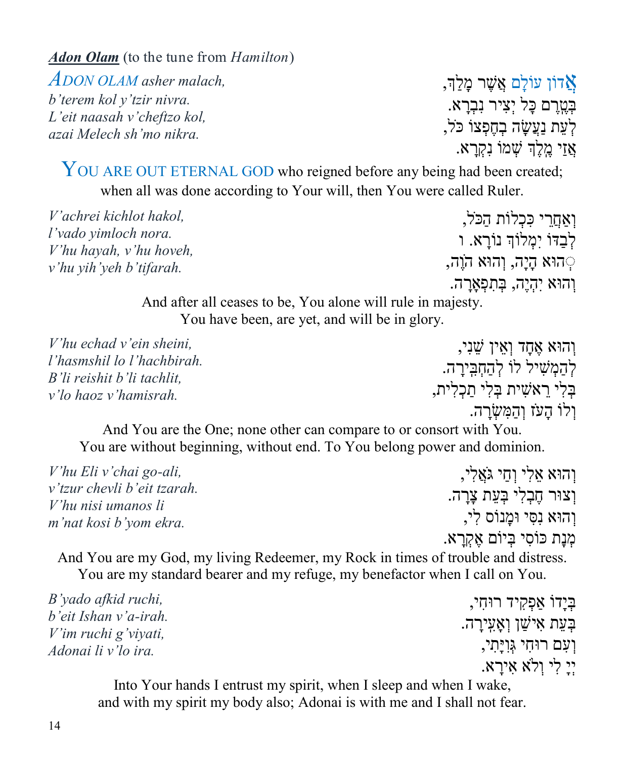***Adon Olam*** (to the tune from *Hamilton*)

*ADON OLAM asher malach,*
*b'terem kol y'tzir nivra.*
*L'eit naasah v'cheftzo kol,*
*azai Melech sh'mo nikra.*

אֲדוֹן עוֹלָם אֲשֶׁר מָלַךְ,
בְּטֶרֶם כָּל יְצִיר נִבְרָא.
לְעֵת נַעֲשָׂה בְחֶפְצוֹ כֹּל,
אֲזַי מֶלֶךְ שְׁמוֹ נִקְרָא.

YOU ARE OUT ETERNAL GOD who reigned before any being had been created; when all was done according to Your will, then You were called Ruler.

*V'achrei kichlot hakol,*
*l'vado yimloch nora.*
*V'hu hayah, v'hu hoveh,*
*v'hu yih'yeh b'tifarah.*

וְאַחֲרֵי כִּכְלוֹת הַכֹּל,
לְבַדּוֹ יִמְלוֹךְ נוֹרָא. ו
ְהוּא הָיָה, וְהוּא הֹוֶה,
וְהוּא יִהְיֶה, בְּתִפְאָרָה.

And after all ceases to be, You alone will rule in majesty. You have been, are yet, and will be in glory.

*V'hu echad v'ein sheini,*
*l'hasmshil lo l'hachbirah.*
*B'li reishit b'li tachlit,*
*v'lo haoz v'hamisrah.*

וְהוּא אֶחָד וְאֵין שֵׁנִי,
לְהַמְשִׁיל לוֹ לְהַחְבִּירָה.
בְּלִי רֵאשִׁית בְּלִי תַכְלִית,
וְלוֹ הָעֹז וְהַמִּשְׂרָה.

And You are the One; none other can compare to or consort with You. You are without beginning, without end. To You belong power and dominion.

*V'hu Eli v'chai go-ali,*
*v'tzur chevli b'eit tzarah.*
*V'hu nisi umanos li*
*m'nat kosi b'yom ekra.*

וְהוּא אֵלִי וְחַי גֹּאֲלִי,
וְצוּר חֶבְלִי בְּעֵת צָרָה.
וְהוּא נִסִּי וּמָנוֹס לִי,
מְנָת כּוֹסִי בְּיוֹם אֶקְרָא.

And You are my God, my living Redeemer, my Rock in times of trouble and distress. You are my standard bearer and my refuge, my benefactor when I call on You.

*B'yado afkid ruchi,*
*b'eit Ishan v'a-irah.*
*V'im ruchi g'viyati,*
*Adonai li v'lo ira.*

בְּיָדוֹ אַפְקִיד רוּחִי,
בְּעֵת אִישַׁן וְאָעִירָה.
וְעִם רוּחִי גְּוִיָּתִי,
יְיָ לִי וְלֹא אִירָא.

Into Your hands I entrust my spirit, when I sleep and when I wake, and with my spirit my body also; Adonai is with me and I shall not fear.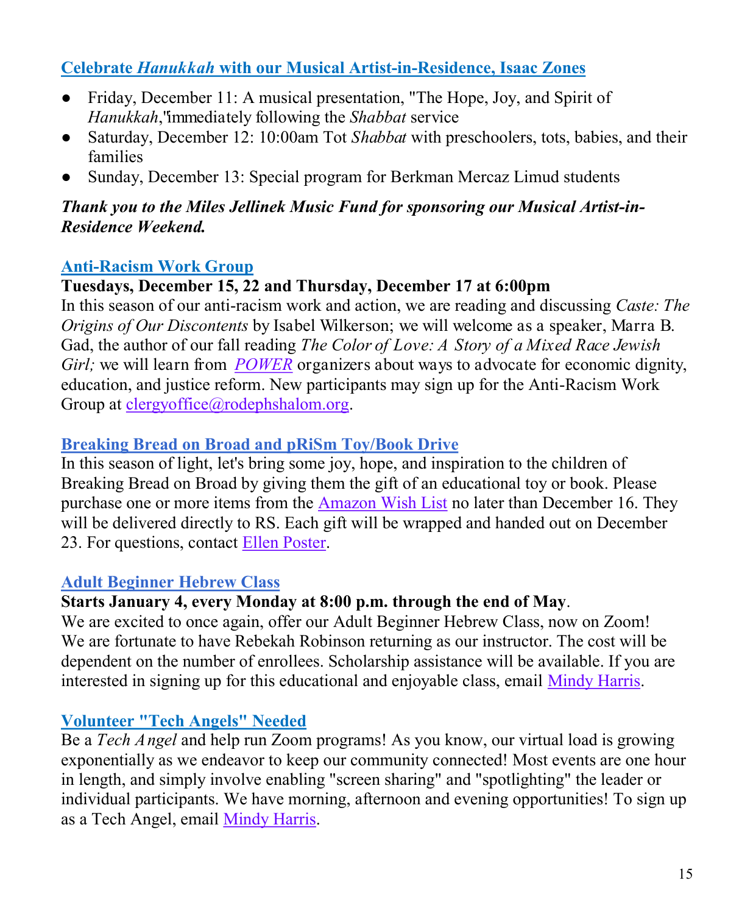## Celebrate *Hanukkah* with our Musical Artist-in-Residence, Isaac Zones

- Friday, December 11: A musical presentation, "The Hope, Joy, and Spirit of *Hanukkah*," immediately following the *Shabbat* service
- Saturday, December 12: 10:00am Tot *Shabbat* with preschoolers, tots, babies, and their families
- Sunday, December 13: Special program for Berkman Mercaz Limud students

***Thank you to the Miles Jellinek Music Fund for sponsoring our Musical Artist-in-Residence Weekend.***

## Anti-Racism Work Group

**Tuesdays, December 15, 22 and Thursday, December 17 at 6:00pm**

In this season of our anti-racism work and action, we are reading and discussing *Caste: The Origins of Our Discontents* by Isabel Wilkerson; we will welcome as a speaker, Marra B. Gad, the author of our fall reading *The Color of Love: A Story of a Mixed Race Jewish Girl;* we will learn from *POWER* organizers about ways to advocate for economic dignity, education, and justice reform. New participants may sign up for the Anti-Racism Work Group at clergyoffice@rodephshalom.org.

## Breaking Bread on Broad and pRiSm Toy/Book Drive

In this season of light, let's bring some joy, hope, and inspiration to the children of Breaking Bread on Broad by giving them the gift of an educational toy or book. Please purchase one or more items from the Amazon Wish List no later than December 16. They will be delivered directly to RS. Each gift will be wrapped and handed out on December 23. For questions, contact Ellen Poster.

## Adult Beginner Hebrew Class

**Starts January 4, every Monday at 8:00 p.m. through the end of May**.

We are excited to once again, offer our Adult Beginner Hebrew Class, now on Zoom! We are fortunate to have Rebekah Robinson returning as our instructor. The cost will be dependent on the number of enrollees. Scholarship assistance will be available. If you are interested in signing up for this educational and enjoyable class, email Mindy Harris.

## Volunteer "Tech Angels" Needed

Be a *Tech Angel* and help run Zoom programs! As you know, our virtual load is growing exponentially as we endeavor to keep our community connected! Most events are one hour in length, and simply involve enabling "screen sharing" and "spotlighting" the leader or individual participants. We have morning, afternoon and evening opportunities! To sign up as a Tech Angel, email Mindy Harris.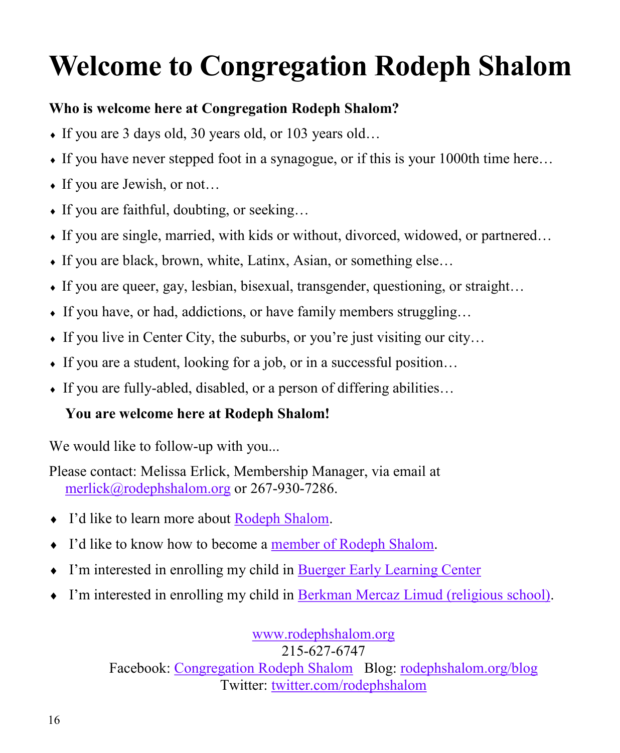# Welcome to Congregation Rodeph Shalom

**Who is welcome here at Congregation Rodeph Shalom?**

- If you are 3 days old, 30 years old, or 103 years old…
- If you have never stepped foot in a synagogue, or if this is your 1000th time here…
- If you are Jewish, or not…
- If you are faithful, doubting, or seeking…
- If you are single, married, with kids or without, divorced, widowed, or partnered…
- If you are black, brown, white, Latinx, Asian, or something else…
- If you are queer, gay, lesbian, bisexual, transgender, questioning, or straight…
- If you have, or had, addictions, or have family members struggling…
- If you live in Center City, the suburbs, or you're just visiting our city…
- If you are a student, looking for a job, or in a successful position…
- If you are fully-abled, disabled, or a person of differing abilities…

**You are welcome here at Rodeph Shalom!**

We would like to follow-up with you...

Please contact: Melissa Erlick, Membership Manager, via email at merlick@rodephshalom.org or 267-930-7286.

- I'd like to learn more about Rodeph Shalom.
- I'd like to know how to become a member of Rodeph Shalom.
- I'm interested in enrolling my child in Buerger Early Learning Center
- I'm interested in enrolling my child in Berkman Mercaz Limud (religious school).

www.rodephshalom.org
215-627-6747
Facebook: Congregation Rodeph Shalom Blog: rodephshalom.org/blog
Twitter: twitter.com/rodephshalom